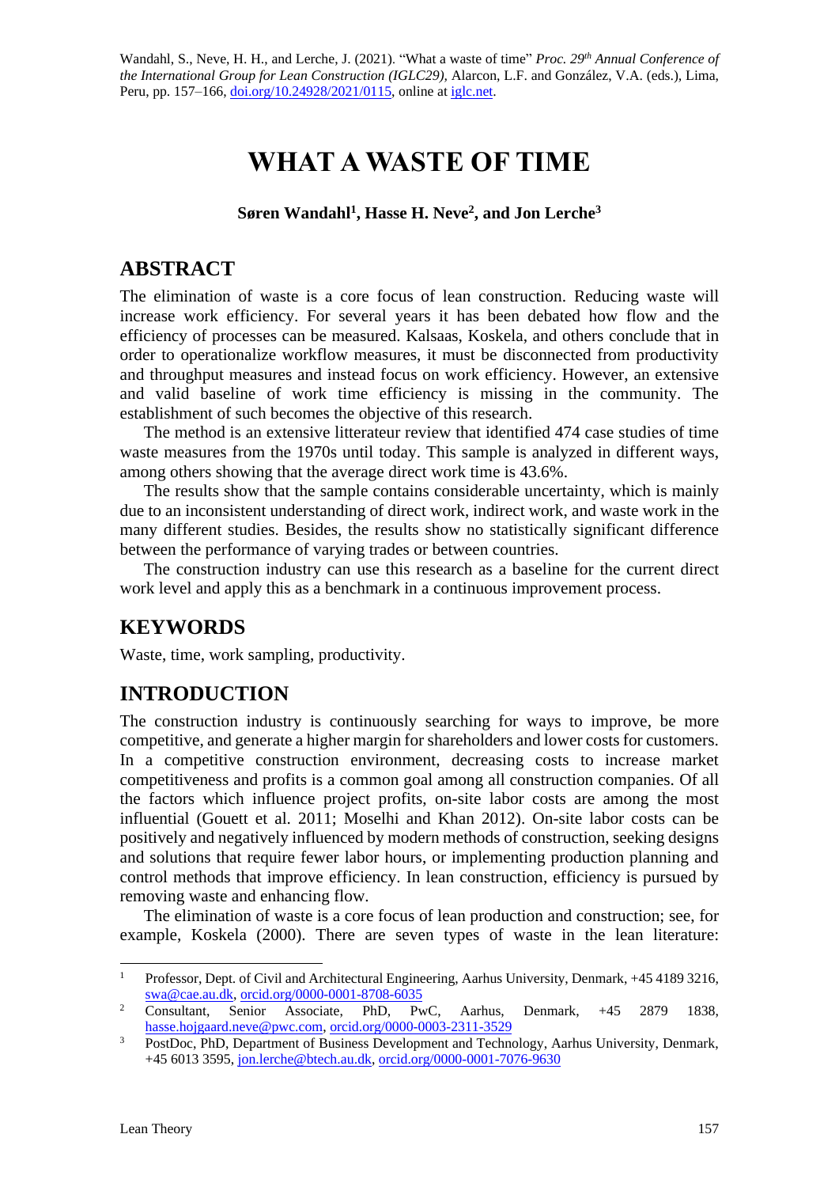Wandahl, S., Neve, H. H., and Lerche, J. (2021). "What a waste of time" *Proc. 29th Annual Conference of the International Group for Lean Construction (IGLC29),* Alarcon, L.F. and González, V.A. (eds.), Lima, Peru, pp. 157–166, doi.org/10.24928/2021/0115, online at iglc.net.

# WHAT A WASTE OF TIME

**Søren Wandahl[1], Hasse H. Neve[2], and Jon Lerche[3]**

## ABSTRACT

The elimination of waste is a core focus of lean construction. Reducing waste will increase work efficiency. For several years it has been debated how flow and the efficiency of processes can be measured. Kalsaas, Koskela, and others conclude that in order to operationalize workflow measures, it must be disconnected from productivity and throughput measures and instead focus on work efficiency. However, an extensive and valid baseline of work time efficiency is missing in the community. The establishment of such becomes the objective of this research.

The method is an extensive litterateur review that identified 474 case studies of time waste measures from the 1970s until today. This sample is analyzed in different ways, among others showing that the average direct work time is 43.6%.

The results show that the sample contains considerable uncertainty, which is mainly due to an inconsistent understanding of direct work, indirect work, and waste work in the many different studies. Besides, the results show no statistically significant difference between the performance of varying trades or between countries.

The construction industry can use this research as a baseline for the current direct work level and apply this as a benchmark in a continuous improvement process.

## KEYWORDS

Waste, time, work sampling, productivity.

## INTRODUCTION

The construction industry is continuously searching for ways to improve, be more competitive, and generate a higher margin for shareholders and lower costs for customers. In a competitive construction environment, decreasing costs to increase market competitiveness and profits is a common goal among all construction companies. Of all the factors which influence project profits, on-site labor costs are among the most influential (Gouett et al. 2011; Moselhi and Khan 2012). On-site labor costs can be positively and negatively influenced by modern methods of construction, seeking designs and solutions that require fewer labor hours, or implementing production planning and control methods that improve efficiency. In lean construction, efficiency is pursued by removing waste and enhancing flow.

The elimination of waste is a core focus of lean production and construction; see, for example, Koskela (2000). There are seven types of waste in the lean literature:

---

[1] Professor, Dept. of Civil and Architectural Engineering, Aarhus University, Denmark, +45 4189 3216, swa@cae.au.dk, orcid.org/0000-0001-8708-6035

[2] Consultant, Senior Associate, PhD, PwC, Aarhus, Denmark, +45 2879 1838, hasse.hojgaard.neve@pwc.com, orcid.org/0000-0003-2311-3529

[3] PostDoc, PhD, Department of Business Development and Technology, Aarhus University, Denmark, +45 6013 3595, jon.lerche@btech.au.dk, orcid.org/0000-0001-7076-9630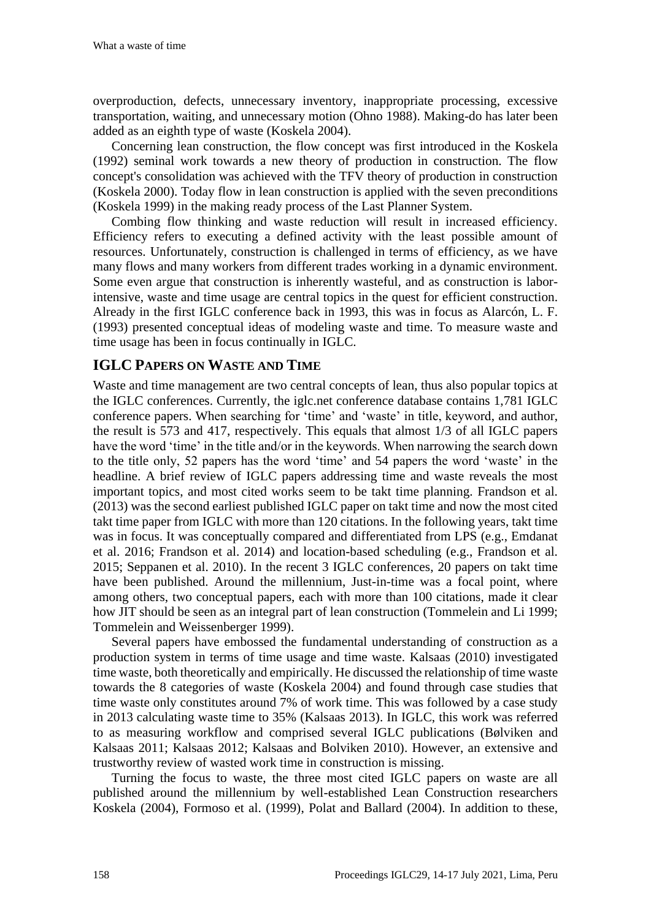overproduction, defects, unnecessary inventory, inappropriate processing, excessive transportation, waiting, and unnecessary motion (Ohno 1988). Making-do has later been added as an eighth type of waste (Koskela 2004).

Concerning lean construction, the flow concept was first introduced in the Koskela (1992) seminal work towards a new theory of production in construction. The flow concept's consolidation was achieved with the TFV theory of production in construction (Koskela 2000). Today flow in lean construction is applied with the seven preconditions (Koskela 1999) in the making ready process of the Last Planner System.

Combing flow thinking and waste reduction will result in increased efficiency. Efficiency refers to executing a defined activity with the least possible amount of resources. Unfortunately, construction is challenged in terms of efficiency, as we have many flows and many workers from different trades working in a dynamic environment. Some even argue that construction is inherently wasteful, and as construction is labor-intensive, waste and time usage are central topics in the quest for efficient construction. Already in the first IGLC conference back in 1993, this was in focus as Alarcón, L. F. (1993) presented conceptual ideas of modeling waste and time. To measure waste and time usage has been in focus continually in IGLC.

## IGLC Papers on Waste and Time

Waste and time management are two central concepts of lean, thus also popular topics at the IGLC conferences. Currently, the iglc.net conference database contains 1,781 IGLC conference papers. When searching for 'time' and 'waste' in title, keyword, and author, the result is 573 and 417, respectively. This equals that almost 1/3 of all IGLC papers have the word 'time' in the title and/or in the keywords. When narrowing the search down to the title only, 52 papers has the word 'time' and 54 papers the word 'waste' in the headline. A brief review of IGLC papers addressing time and waste reveals the most important topics, and most cited works seem to be takt time planning. Frandson et al. (2013) was the second earliest published IGLC paper on takt time and now the most cited takt time paper from IGLC with more than 120 citations. In the following years, takt time was in focus. It was conceptually compared and differentiated from LPS (e.g., Emdanat et al. 2016; Frandson et al. 2014) and location-based scheduling (e.g., Frandson et al. 2015; Seppanen et al. 2010). In the recent 3 IGLC conferences, 20 papers on takt time have been published. Around the millennium, Just-in-time was a focal point, where among others, two conceptual papers, each with more than 100 citations, made it clear how JIT should be seen as an integral part of lean construction (Tommelein and Li 1999; Tommelein and Weissenberger 1999).

Several papers have embossed the fundamental understanding of construction as a production system in terms of time usage and time waste. Kalsaas (2010) investigated time waste, both theoretically and empirically. He discussed the relationship of time waste towards the 8 categories of waste (Koskela 2004) and found through case studies that time waste only constitutes around 7% of work time. This was followed by a case study in 2013 calculating waste time to 35% (Kalsaas 2013). In IGLC, this work was referred to as measuring workflow and comprised several IGLC publications (Bølviken and Kalsaas 2011; Kalsaas 2012; Kalsaas and Bolviken 2010). However, an extensive and trustworthy review of wasted work time in construction is missing.

Turning the focus to waste, the three most cited IGLC papers on waste are all published around the millennium by well-established Lean Construction researchers Koskela (2004), Formoso et al. (1999), Polat and Ballard (2004). In addition to these,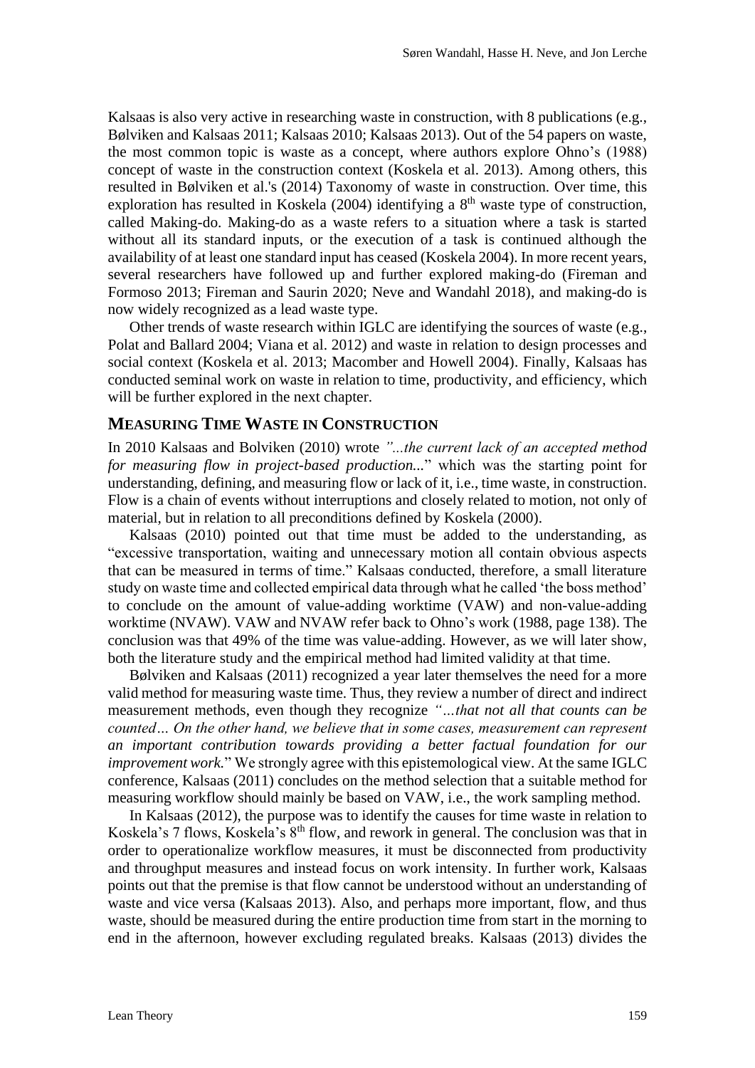Kalsaas is also very active in researching waste in construction, with 8 publications (e.g., Bølviken and Kalsaas 2011; Kalsaas 2010; Kalsaas 2013). Out of the 54 papers on waste, the most common topic is waste as a concept, where authors explore Ohno's (1988) concept of waste in the construction context (Koskela et al. 2013). Among others, this resulted in Bølviken et al.'s (2014) Taxonomy of waste in construction. Over time, this exploration has resulted in Koskela (2004) identifying a 8th waste type of construction, called Making-do. Making-do as a waste refers to a situation where a task is started without all its standard inputs, or the execution of a task is continued although the availability of at least one standard input has ceased (Koskela 2004). In more recent years, several researchers have followed up and further explored making-do (Fireman and Formoso 2013; Fireman and Saurin 2020; Neve and Wandahl 2018), and making-do is now widely recognized as a lead waste type.

Other trends of waste research within IGLC are identifying the sources of waste (e.g., Polat and Ballard 2004; Viana et al. 2012) and waste in relation to design processes and social context (Koskela et al. 2013; Macomber and Howell 2004). Finally, Kalsaas has conducted seminal work on waste in relation to time, productivity, and efficiency, which will be further explored in the next chapter.

## MEASURING TIME WASTE IN CONSTRUCTION

In 2010 Kalsaas and Bolviken (2010) wrote *"...the current lack of an accepted method for measuring flow in project-based production...*" which was the starting point for understanding, defining, and measuring flow or lack of it, i.e., time waste, in construction. Flow is a chain of events without interruptions and closely related to motion, not only of material, but in relation to all preconditions defined by Koskela (2000).

Kalsaas (2010) pointed out that time must be added to the understanding, as "excessive transportation, waiting and unnecessary motion all contain obvious aspects that can be measured in terms of time." Kalsaas conducted, therefore, a small literature study on waste time and collected empirical data through what he called 'the boss method' to conclude on the amount of value-adding worktime (VAW) and non-value-adding worktime (NVAW). VAW and NVAW refer back to Ohno's work (1988, page 138). The conclusion was that 49% of the time was value-adding. However, as we will later show, both the literature study and the empirical method had limited validity at that time.

Bølviken and Kalsaas (2011) recognized a year later themselves the need for a more valid method for measuring waste time. Thus, they review a number of direct and indirect measurement methods, even though they recognize *"...that not all that counts can be counted... On the other hand, we believe that in some cases, measurement can represent an important contribution towards providing a better factual foundation for our improvement work.*" We strongly agree with this epistemological view. At the same IGLC conference, Kalsaas (2011) concludes on the method selection that a suitable method for measuring workflow should mainly be based on VAW, i.e., the work sampling method.

In Kalsaas (2012), the purpose was to identify the causes for time waste in relation to Koskela's 7 flows, Koskela's 8th flow, and rework in general. The conclusion was that in order to operationalize workflow measures, it must be disconnected from productivity and throughput measures and instead focus on work intensity. In further work, Kalsaas points out that the premise is that flow cannot be understood without an understanding of waste and vice versa (Kalsaas 2013). Also, and perhaps more important, flow, and thus waste, should be measured during the entire production time from start in the morning to end in the afternoon, however excluding regulated breaks. Kalsaas (2013) divides the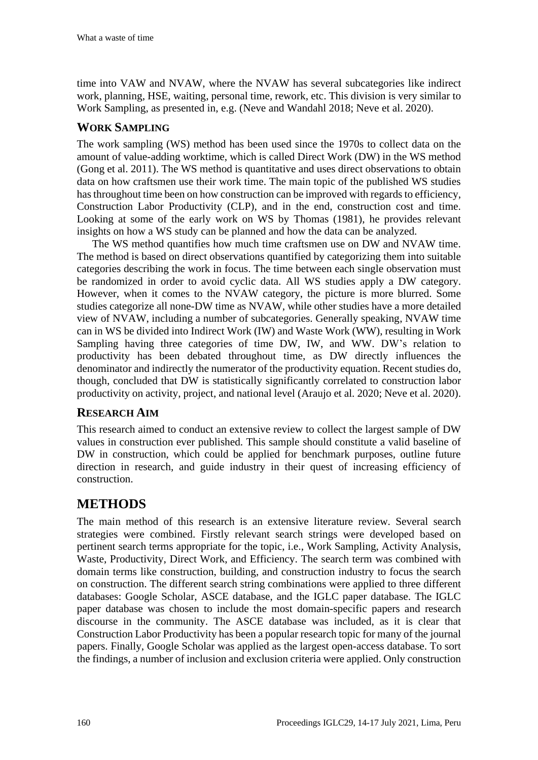time into VAW and NVAW, where the NVAW has several subcategories like indirect work, planning, HSE, waiting, personal time, rework, etc. This division is very similar to Work Sampling, as presented in, e.g. (Neve and Wandahl 2018; Neve et al. 2020).

### WORK SAMPLING

The work sampling (WS) method has been used since the 1970s to collect data on the amount of value-adding worktime, which is called Direct Work (DW) in the WS method (Gong et al. 2011). The WS method is quantitative and uses direct observations to obtain data on how craftsmen use their work time. The main topic of the published WS studies has throughout time been on how construction can be improved with regards to efficiency, Construction Labor Productivity (CLP), and in the end, construction cost and time. Looking at some of the early work on WS by Thomas (1981), he provides relevant insights on how a WS study can be planned and how the data can be analyzed.

The WS method quantifies how much time craftsmen use on DW and NVAW time. The method is based on direct observations quantified by categorizing them into suitable categories describing the work in focus. The time between each single observation must be randomized in order to avoid cyclic data. All WS studies apply a DW category. However, when it comes to the NVAW category, the picture is more blurred. Some studies categorize all none-DW time as NVAW, while other studies have a more detailed view of NVAW, including a number of subcategories. Generally speaking, NVAW time can in WS be divided into Indirect Work (IW) and Waste Work (WW), resulting in Work Sampling having three categories of time DW, IW, and WW. DW's relation to productivity has been debated throughout time, as DW directly influences the denominator and indirectly the numerator of the productivity equation. Recent studies do, though, concluded that DW is statistically significantly correlated to construction labor productivity on activity, project, and national level (Araujo et al. 2020; Neve et al. 2020).

### RESEARCH AIM

This research aimed to conduct an extensive review to collect the largest sample of DW values in construction ever published. This sample should constitute a valid baseline of DW in construction, which could be applied for benchmark purposes, outline future direction in research, and guide industry in their quest of increasing efficiency of construction.

## METHODS

The main method of this research is an extensive literature review. Several search strategies were combined. Firstly relevant search strings were developed based on pertinent search terms appropriate for the topic, i.e., Work Sampling, Activity Analysis, Waste, Productivity, Direct Work, and Efficiency. The search term was combined with domain terms like construction, building, and construction industry to focus the search on construction. The different search string combinations were applied to three different databases: Google Scholar, ASCE database, and the IGLC paper database. The IGLC paper database was chosen to include the most domain-specific papers and research discourse in the community. The ASCE database was included, as it is clear that Construction Labor Productivity has been a popular research topic for many of the journal papers. Finally, Google Scholar was applied as the largest open-access database. To sort the findings, a number of inclusion and exclusion criteria were applied. Only construction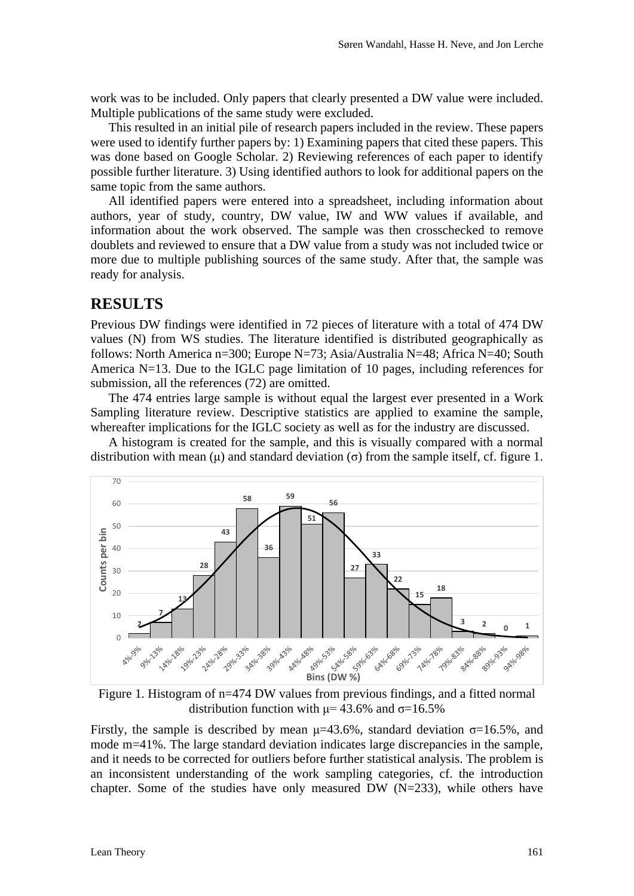work was to be included. Only papers that clearly presented a DW value were included. Multiple publications of the same study were excluded.

This resulted in an initial pile of research papers included in the review. These papers were used to identify further papers by: 1) Examining papers that cited these papers. This was done based on Google Scholar. 2) Reviewing references of each paper to identify possible further literature. 3) Using identified authors to look for additional papers on the same topic from the same authors.

All identified papers were entered into a spreadsheet, including information about authors, year of study, country, DW value, IW and WW values if available, and information about the work observed. The sample was then crosschecked to remove doublets and reviewed to ensure that a DW value from a study was not included twice or more due to multiple publishing sources of the same study. After that, the sample was ready for analysis.

## RESULTS

Previous DW findings were identified in 72 pieces of literature with a total of 474 DW values (N) from WS studies. The literature identified is distributed geographically as follows: North America n=300; Europe N=73; Asia/Australia N=48; Africa N=40; South America N=13. Due to the IGLC page limitation of 10 pages, including references for submission, all the references (72) are omitted.

The 474 entries large sample is without equal the largest ever presented in a Work Sampling literature review. Descriptive statistics are applied to examine the sample, whereafter implications for the IGLC society as well as for the industry are discussed.

A histogram is created for the sample, and this is visually compared with a normal distribution with mean ($\mu$) and standard deviation ($\sigma$) from the sample itself, cf. figure 1.

Figure 1. Histogram of n=474 DW values from previous findings, and a fitted normal distribution function with $\mu$= 43.6% and $\sigma$=16.5%

Firstly, the sample is described by mean $\mu$=43.6%, standard deviation $\sigma$=16.5%, and mode m=41%. The large standard deviation indicates large discrepancies in the sample, and it needs to be corrected for outliers before further statistical analysis. The problem is an inconsistent understanding of the work sampling categories, cf. the introduction chapter. Some of the studies have only measured DW (N=233), while others have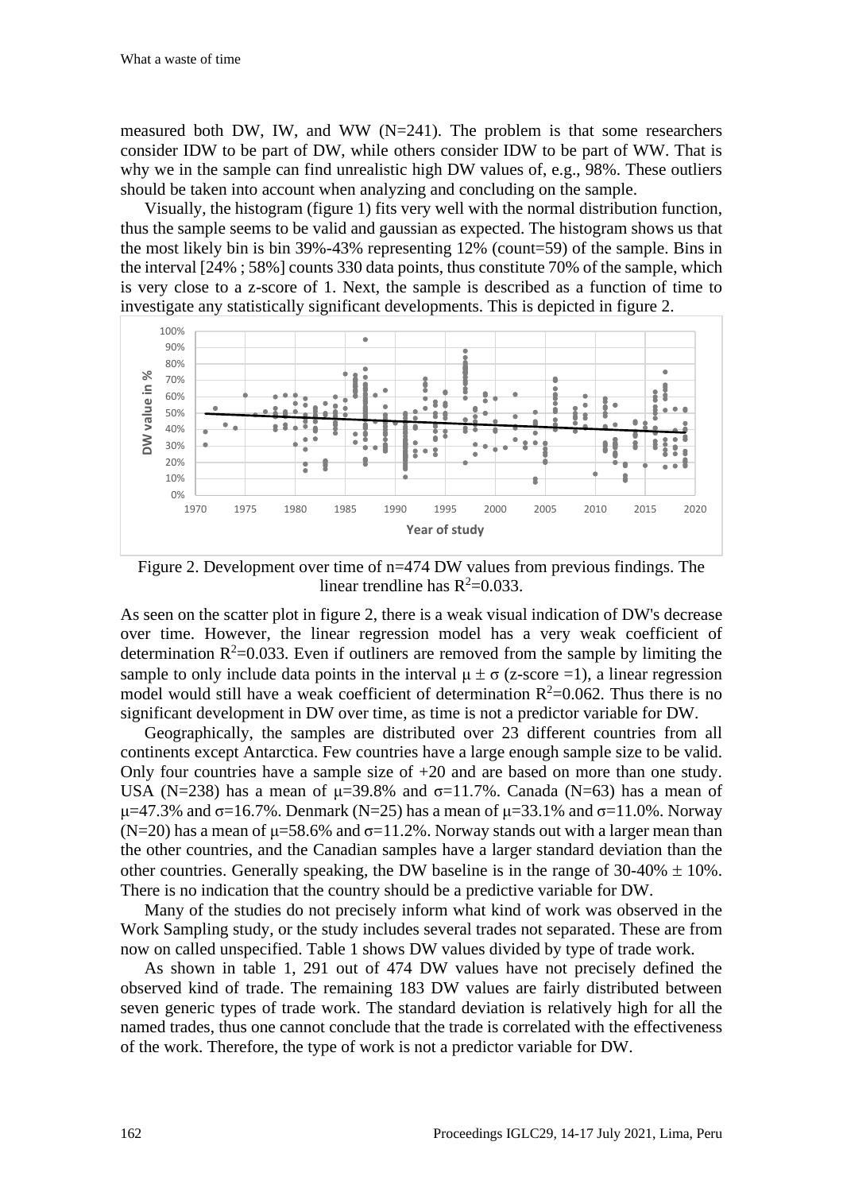measured both DW, IW, and WW (N=241). The problem is that some researchers consider IDW to be part of DW, while others consider IDW to be part of WW. That is why we in the sample can find unrealistic high DW values of, e.g., 98%. These outliers should be taken into account when analyzing and concluding on the sample.

Visually, the histogram (figure 1) fits very well with the normal distribution function, thus the sample seems to be valid and gaussian as expected. The histogram shows us that the most likely bin is bin 39%-43% representing 12% (count=59) of the sample. Bins in the interval [24% ; 58%] counts 330 data points, thus constitute 70% of the sample, which is very close to a z-score of 1. Next, the sample is described as a function of time to investigate any statistically significant developments. This is depicted in figure 2.

Figure 2. Development over time of n=474 DW values from previous findings. The linear trendline has $R^2$=0.033.

As seen on the scatter plot in figure 2, there is a weak visual indication of DW's decrease over time. However, the linear regression model has a very weak coefficient of determination $R^2$=0.033. Even if outliners are removed from the sample by limiting the sample to only include data points in the interval $\mu \pm \sigma$ (z-score =1), a linear regression model would still have a weak coefficient of determination $R^2$=0.062. Thus there is no significant development in DW over time, as time is not a predictor variable for DW.

Geographically, the samples are distributed over 23 different countries from all continents except Antarctica. Few countries have a large enough sample size to be valid. Only four countries have a sample size of +20 and are based on more than one study. USA (N=238) has a mean of $\mu$=39.8% and $\sigma$=11.7%. Canada (N=63) has a mean of $\mu$=47.3% and $\sigma$=16.7%. Denmark (N=25) has a mean of $\mu$=33.1% and $\sigma$=11.0%. Norway (N=20) has a mean of $\mu$=58.6% and $\sigma$=11.2%. Norway stands out with a larger mean than the other countries, and the Canadian samples have a larger standard deviation than the other countries. Generally speaking, the DW baseline is in the range of 30-40% $\pm$ 10%. There is no indication that the country should be a predictive variable for DW.

Many of the studies do not precisely inform what kind of work was observed in the Work Sampling study, or the study includes several trades not separated. These are from now on called unspecified. Table 1 shows DW values divided by type of trade work.

As shown in table 1, 291 out of 474 DW values have not precisely defined the observed kind of trade. The remaining 183 DW values are fairly distributed between seven generic types of trade work. The standard deviation is relatively high for all the named trades, thus one cannot conclude that the trade is correlated with the effectiveness of the work. Therefore, the type of work is not a predictor variable for DW.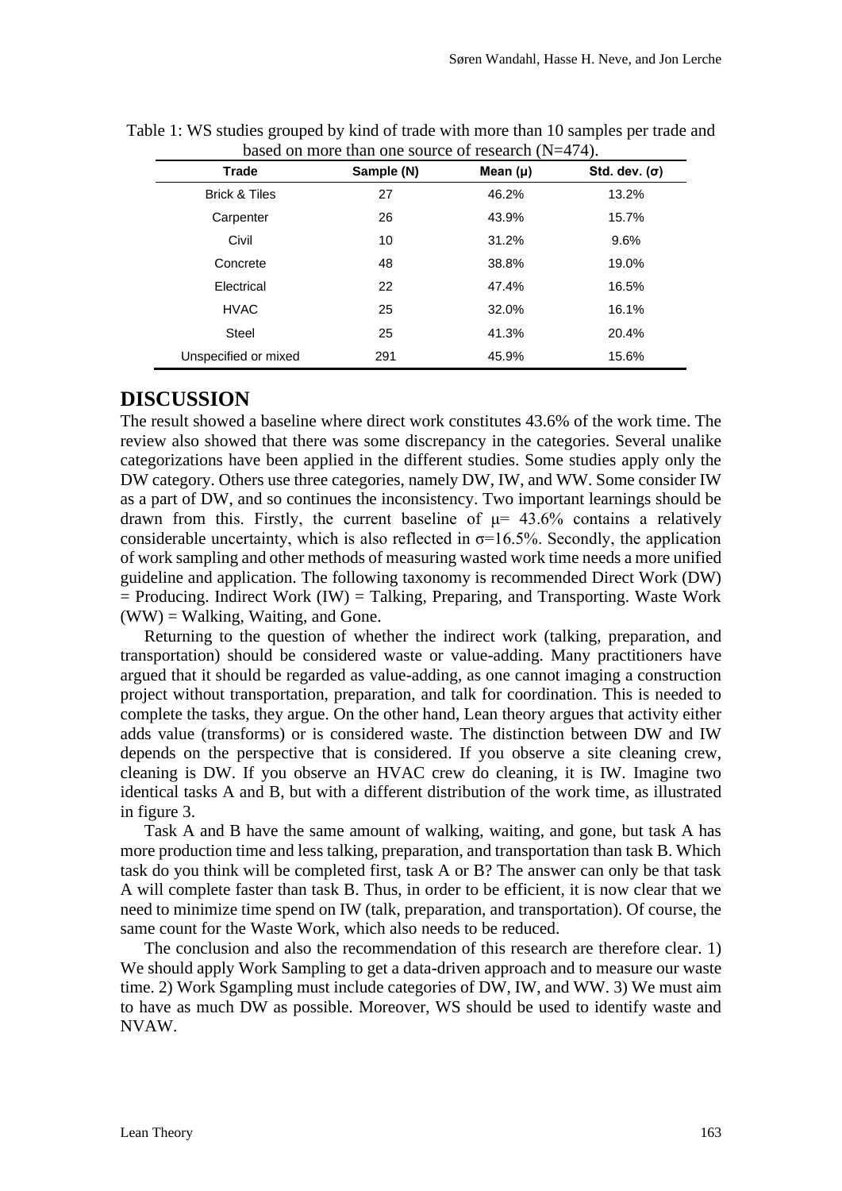Table 1: WS studies grouped by kind of trade with more than 10 samples per trade and based on more than one source of research (N=474).

| Trade | Sample (N) | Mean (μ) | Std. dev. (σ) |
|---|---|---|---|
| Brick & Tiles | 27 | 46.2% | 13.2% |
| Carpenter | 26 | 43.9% | 15.7% |
| Civil | 10 | 31.2% | 9.6% |
| Concrete | 48 | 38.8% | 19.0% |
| Electrical | 22 | 47.4% | 16.5% |
| HVAC | 25 | 32.0% | 16.1% |
| Steel | 25 | 41.3% | 20.4% |
| Unspecified or mixed | 291 | 45.9% | 15.6% |

# DISCUSSION

The result showed a baseline where direct work constitutes 43.6% of the work time. The review also showed that there was some discrepancy in the categories. Several unalike categorizations have been applied in the different studies. Some studies apply only the DW category. Others use three categories, namely DW, IW, and WW. Some consider IW as a part of DW, and so continues the inconsistency. Two important learnings should be drawn from this. Firstly, the current baseline of $\mu = 43.6\%$ contains a relatively considerable uncertainty, which is also reflected in $\sigma = 16.5\%$. Secondly, the application of work sampling and other methods of measuring wasted work time needs a more unified guideline and application. The following taxonomy is recommended Direct Work (DW) = Producing. Indirect Work (IW) = Talking, Preparing, and Transporting. Waste Work (WW) = Walking, Waiting, and Gone.

Returning to the question of whether the indirect work (talking, preparation, and transportation) should be considered waste or value-adding. Many practitioners have argued that it should be regarded as value-adding, as one cannot imaging a construction project without transportation, preparation, and talk for coordination. This is needed to complete the tasks, they argue. On the other hand, Lean theory argues that activity either adds value (transforms) or is considered waste. The distinction between DW and IW depends on the perspective that is considered. If you observe a site cleaning crew, cleaning is DW. If you observe an HVAC crew do cleaning, it is IW. Imagine two identical tasks A and B, but with a different distribution of the work time, as illustrated in figure 3.

Task A and B have the same amount of walking, waiting, and gone, but task A has more production time and less talking, preparation, and transportation than task B. Which task do you think will be completed first, task A or B? The answer can only be that task A will complete faster than task B. Thus, in order to be efficient, it is now clear that we need to minimize time spend on IW (talk, preparation, and transportation). Of course, the same count for the Waste Work, which also needs to be reduced.

The conclusion and also the recommendation of this research are therefore clear. 1) We should apply Work Sampling to get a data-driven approach and to measure our waste time. 2) Work Sgampling must include categories of DW, IW, and WW. 3) We must aim to have as much DW as possible. Moreover, WS should be used to identify waste and NVAW.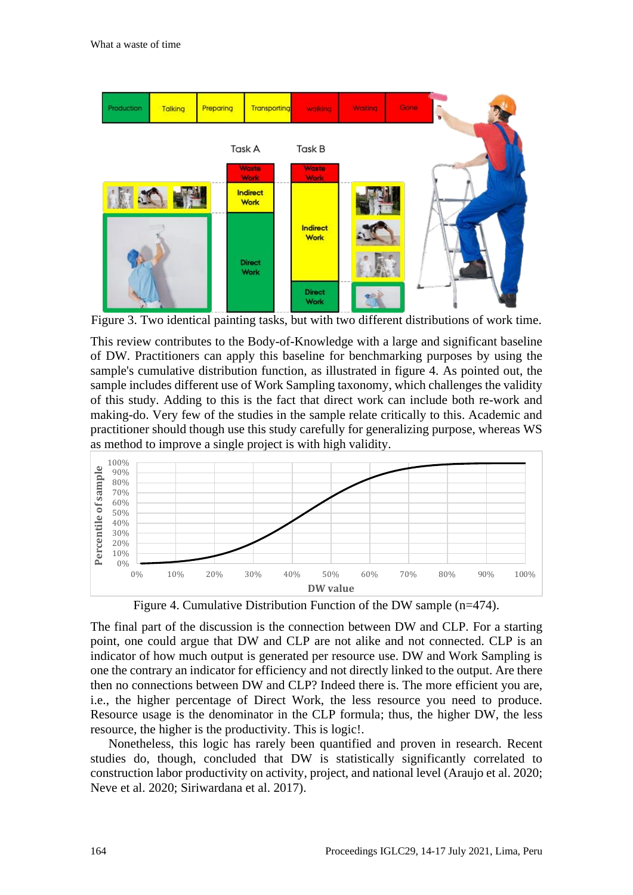Figure 3. Two identical painting tasks, but with two different distributions of work time.

This review contributes to the Body-of-Knowledge with a large and significant baseline of DW. Practitioners can apply this baseline for benchmarking purposes by using the sample's cumulative distribution function, as illustrated in figure 4. As pointed out, the sample includes different use of Work Sampling taxonomy, which challenges the validity of this study. Adding to this is the fact that direct work can include both re-work and making-do. Very few of the studies in the sample relate critically to this. Academic and practitioner should though use this study carefully for generalizing purpose, whereas WS as method to improve a single project is with high validity.

Figure 4. Cumulative Distribution Function of the DW sample (n=474).

The final part of the discussion is the connection between DW and CLP. For a starting point, one could argue that DW and CLP are not alike and not connected. CLP is an indicator of how much output is generated per resource use. DW and Work Sampling is one the contrary an indicator for efficiency and not directly linked to the output. Are there then no connections between DW and CLP? Indeed there is. The more efficient you are, i.e., the higher percentage of Direct Work, the less resource you need to produce. Resource usage is the denominator in the CLP formula; thus, the higher DW, the less resource, the higher is the productivity. This is logic!.

Nonetheless, this logic has rarely been quantified and proven in research. Recent studies do, though, concluded that DW is statistically significantly correlated to construction labor productivity on activity, project, and national level (Araujo et al. 2020; Neve et al. 2020; Siriwardana et al. 2017).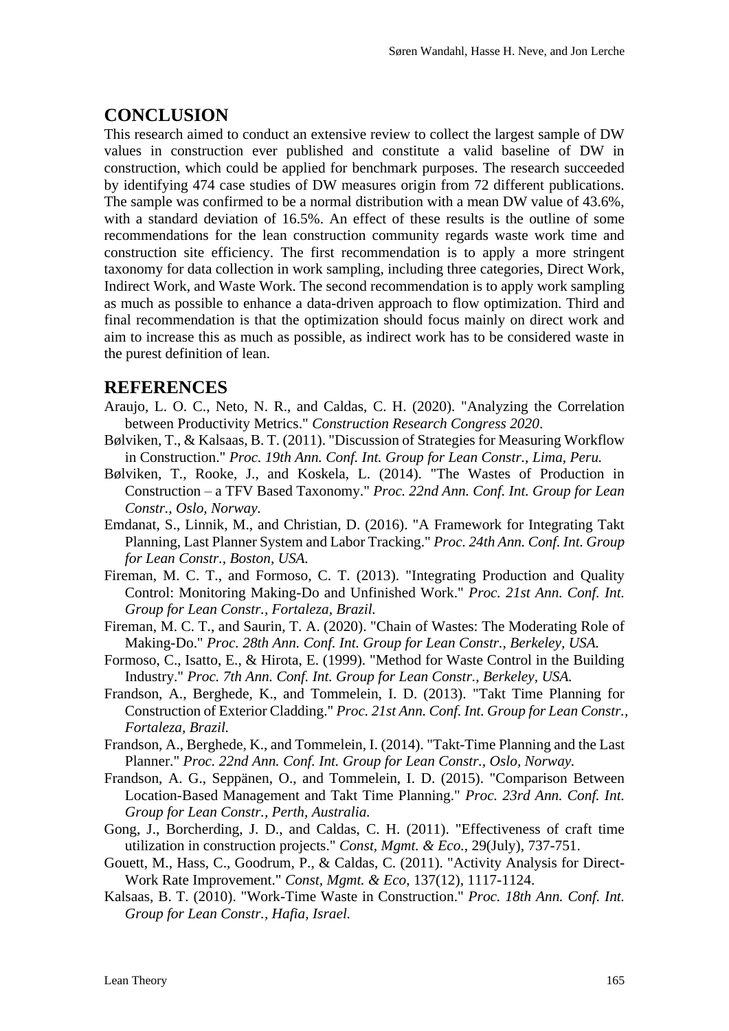## CONCLUSION

This research aimed to conduct an extensive review to collect the largest sample of DW values in construction ever published and constitute a valid baseline of DW in construction, which could be applied for benchmark purposes. The research succeeded by identifying 474 case studies of DW measures origin from 72 different publications. The sample was confirmed to be a normal distribution with a mean DW value of 43.6%, with a standard deviation of 16.5%. An effect of these results is the outline of some recommendations for the lean construction community regards waste work time and construction site efficiency. The first recommendation is to apply a more stringent taxonomy for data collection in work sampling, including three categories, Direct Work, Indirect Work, and Waste Work. The second recommendation is to apply work sampling as much as possible to enhance a data-driven approach to flow optimization. Third and final recommendation is that the optimization should focus mainly on direct work and aim to increase this as much as possible, as indirect work has to be considered waste in the purest definition of lean.

## REFERENCES

Araujo, L. O. C., Neto, N. R., and Caldas, C. H. (2020). "Analyzing the Correlation between Productivity Metrics." *Construction Research Congress 2020*.

Bølviken, T., & Kalsaas, B. T. (2011). "Discussion of Strategies for Measuring Workflow in Construction." *Proc. 19th Ann. Conf. Int. Group for Lean Constr., Lima, Peru.*

Bølviken, T., Rooke, J., and Koskela, L. (2014). "The Wastes of Production in Construction – a TFV Based Taxonomy." *Proc. 22nd Ann. Conf. Int. Group for Lean Constr., Oslo, Norway.*

Emdanat, S., Linnik, M., and Christian, D. (2016). "A Framework for Integrating Takt Planning, Last Planner System and Labor Tracking." *Proc. 24th Ann. Conf. Int. Group for Lean Constr., Boston, USA.*

Fireman, M. C. T., and Formoso, C. T. (2013). "Integrating Production and Quality Control: Monitoring Making-Do and Unfinished Work." *Proc. 21st Ann. Conf. Int. Group for Lean Constr., Fortaleza, Brazil.*

Fireman, M. C. T., and Saurin, T. A. (2020). "Chain of Wastes: The Moderating Role of Making-Do." *Proc. 28th Ann. Conf. Int. Group for Lean Constr., Berkeley, USA.*

Formoso, C., Isatto, E., & Hirota, E. (1999). "Method for Waste Control in the Building Industry." *Proc. 7th Ann. Conf. Int. Group for Lean Constr., Berkeley, USA.*

Frandson, A., Berghede, K., and Tommelein, I. D. (2013). "Takt Time Planning for Construction of Exterior Cladding." *Proc. 21st Ann. Conf. Int. Group for Lean Constr., Fortaleza, Brazil.*

Frandson, A., Berghede, K., and Tommelein, I. (2014). "Takt-Time Planning and the Last Planner." *Proc. 22nd Ann. Conf. Int. Group for Lean Constr., Oslo, Norway.*

Frandson, A. G., Seppänen, O., and Tommelein, I. D. (2015). "Comparison Between Location-Based Management and Takt Time Planning." *Proc. 23rd Ann. Conf. Int. Group for Lean Constr., Perth, Australia.*

Gong, J., Borcherding, J. D., and Caldas, C. H. (2011). "Effectiveness of craft time utilization in construction projects." *Const, Mgmt. & Eco.*, 29(July), 737-751.

Gouett, M., Hass, C., Goodrum, P., & Caldas, C. (2011). "Activity Analysis for Direct-Work Rate Improvement." *Const, Mgmt. & Eco*, 137(12), 1117-1124.

Kalsaas, B. T. (2010). "Work-Time Waste in Construction." *Proc. 18th Ann. Conf. Int. Group for Lean Constr., Hafia, Israel.*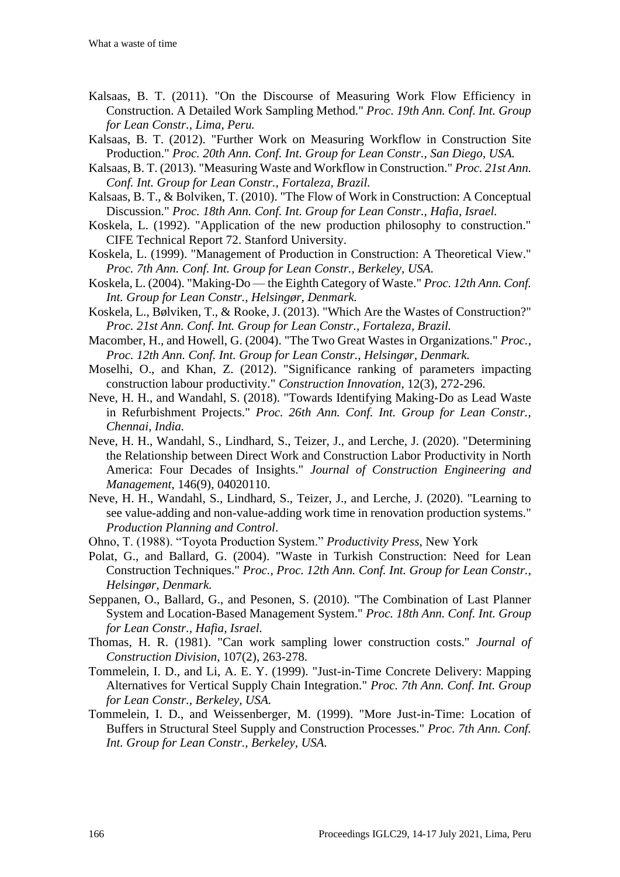Kalsaas, B. T. (2011). "On the Discourse of Measuring Work Flow Efficiency in Construction. A Detailed Work Sampling Method." *Proc. 19th Ann. Conf. Int. Group for Lean Constr., Lima, Peru.*

Kalsaas, B. T. (2012). "Further Work on Measuring Workflow in Construction Site Production." *Proc. 20th Ann. Conf. Int. Group for Lean Constr., San Diego, USA.*

Kalsaas, B. T. (2013). "Measuring Waste and Workflow in Construction." *Proc. 21st Ann. Conf. Int. Group for Lean Constr., Fortaleza, Brazil.*

Kalsaas, B. T., & Bolviken, T. (2010). "The Flow of Work in Construction: A Conceptual Discussion." *Proc. 18th Ann. Conf. Int. Group for Lean Constr., Hafia, Israel.*

Koskela, L. (1992). "Application of the new production philosophy to construction." CIFE Technical Report 72. Stanford University.

Koskela, L. (1999). "Management of Production in Construction: A Theoretical View." *Proc. 7th Ann. Conf. Int. Group for Lean Constr., Berkeley, USA.*

Koskela, L. (2004). "Making-Do — the Eighth Category of Waste." *Proc. 12th Ann. Conf. Int. Group for Lean Constr., Helsingør, Denmark.*

Koskela, L., Bølviken, T., & Rooke, J. (2013). "Which Are the Wastes of Construction?" *Proc. 21st Ann. Conf. Int. Group for Lean Constr., Fortaleza, Brazil.*

Macomber, H., and Howell, G. (2004). "The Two Great Wastes in Organizations." *Proc., Proc. 12th Ann. Conf. Int. Group for Lean Constr., Helsingør, Denmark.*

Moselhi, O., and Khan, Z. (2012). "Significance ranking of parameters impacting construction labour productivity." *Construction Innovation*, 12(3), 272-296.

Neve, H. H., and Wandahl, S. (2018). "Towards Identifying Making-Do as Lead Waste in Refurbishment Projects." *Proc. 26th Ann. Conf. Int. Group for Lean Constr., Chennai, India.*

Neve, H. H., Wandahl, S., Lindhard, S., Teizer, J., and Lerche, J. (2020). "Determining the Relationship between Direct Work and Construction Labor Productivity in North America: Four Decades of Insights." *Journal of Construction Engineering and Management*, 146(9), 04020110.

Neve, H. H., Wandahl, S., Lindhard, S., Teizer, J., and Lerche, J. (2020). "Learning to see value-adding and non-value-adding work time in renovation production systems." *Production Planning and Control*.

Ohno, T. (1988). "Toyota Production System." *Productivity Press*, New York

Polat, G., and Ballard, G. (2004). "Waste in Turkish Construction: Need for Lean Construction Techniques." *Proc., Proc. 12th Ann. Conf. Int. Group for Lean Constr., Helsingør, Denmark.*

Seppanen, O., Ballard, G., and Pesonen, S. (2010). "The Combination of Last Planner System and Location-Based Management System." *Proc. 18th Ann. Conf. Int. Group for Lean Constr., Hafia, Israel.*

Thomas, H. R. (1981). "Can work sampling lower construction costs." *Journal of Construction Division*, 107(2), 263-278.

Tommelein, I. D., and Li, A. E. Y. (1999). "Just-in-Time Concrete Delivery: Mapping Alternatives for Vertical Supply Chain Integration." *Proc. 7th Ann. Conf. Int. Group for Lean Constr., Berkeley, USA.*

Tommelein, I. D., and Weissenberger, M. (1999). "More Just-in-Time: Location of Buffers in Structural Steel Supply and Construction Processes." *Proc. 7th Ann. Conf. Int. Group for Lean Constr., Berkeley, USA.*